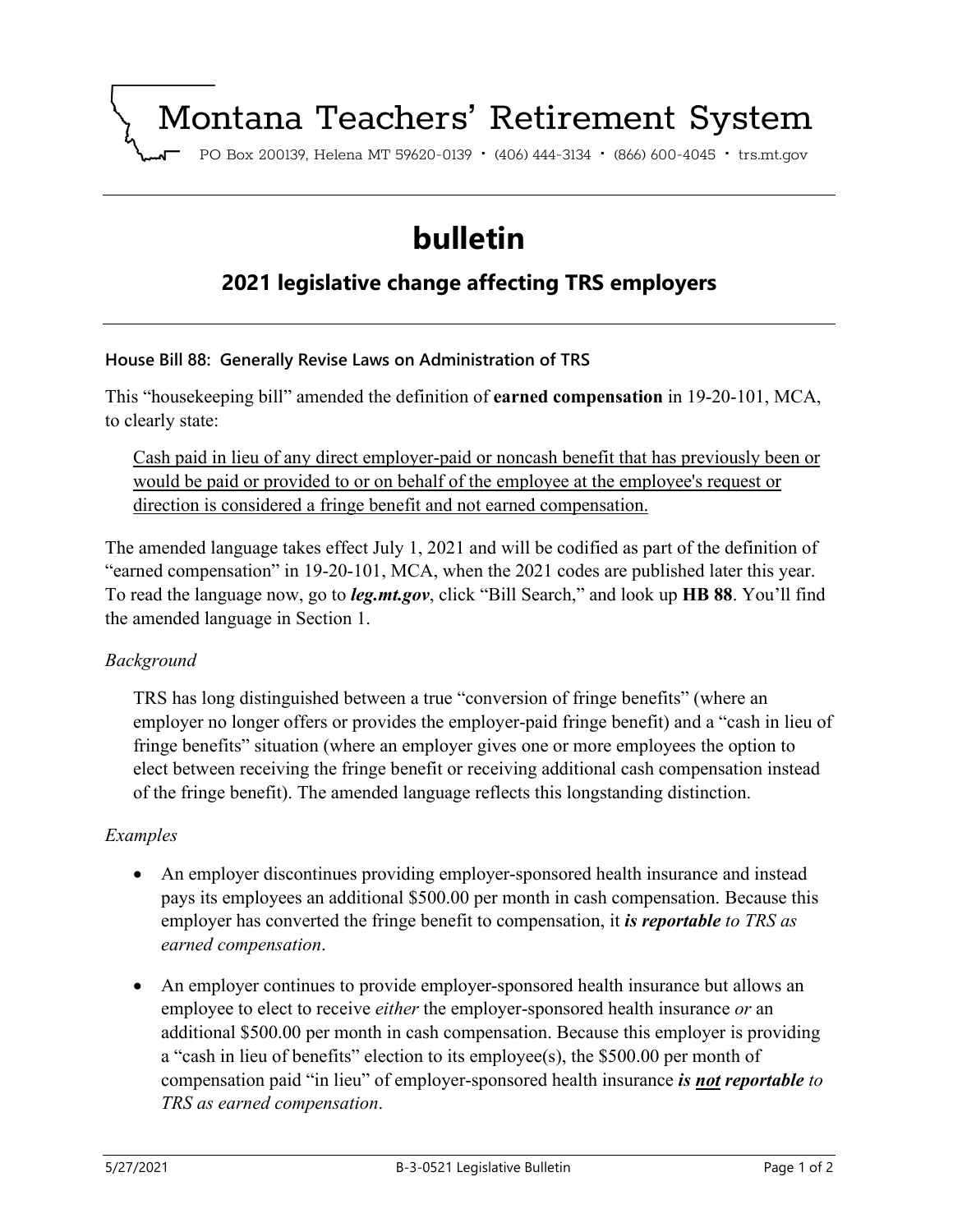# Montana Teachers' Retirement System

PO Box 200139, Helena MT 59620-0139 · (406) 444-3134 · (866) 600-4045 · trs.mt.gov

# bulletin

## 2021 legislative change affecting TRS employers

### House Bill 88: Generally Revise Laws on Administration of TRS

This "housekeeping bill" amended the definition of **earned compensation** in 19-20-101, MCA, to clearly state:

> <u>Cash paid in lieu of any direct employer-paid or noncash benefit that has previously been or would be paid or provided to or on behalf of the employee at the employee's request or direction is considered a fringe benefit and not earned compensation.</u>

The amended language takes effect July 1, 2021 and will be codified as part of the definition of "earned compensation" in 19-20-101, MCA, when the 2021 codes are published later this year. To read the language now, go to ***leg.mt.gov***, click "Bill Search," and look up **HB 88**. You'll find the amended language in Section 1.

*Background*

TRS has long distinguished between a true "conversion of fringe benefits" (where an employer no longer offers or provides the employer-paid fringe benefit) and a "cash in lieu of fringe benefits" situation (where an employer gives one or more employees the option to elect between receiving the fringe benefit or receiving additional cash compensation instead of the fringe benefit). The amended language reflects this longstanding distinction.

*Examples*

- An employer discontinues providing employer-sponsored health insurance and instead pays its employees an additional $500.00 per month in cash compensation. Because this employer has converted the fringe benefit to compensation, it ***is reportable*** *to TRS as earned compensation*.
- An employer continues to provide employer-sponsored health insurance but allows an employee to elect to receive *either* the employer-sponsored health insurance *or* an additional $500.00 per month in cash compensation. Because this employer is providing a "cash in lieu of benefits" election to its employee(s), the $500.00 per month of compensation paid "in lieu" of employer-sponsored health insurance ***is <u>not</u> reportable*** *to TRS as earned compensation*.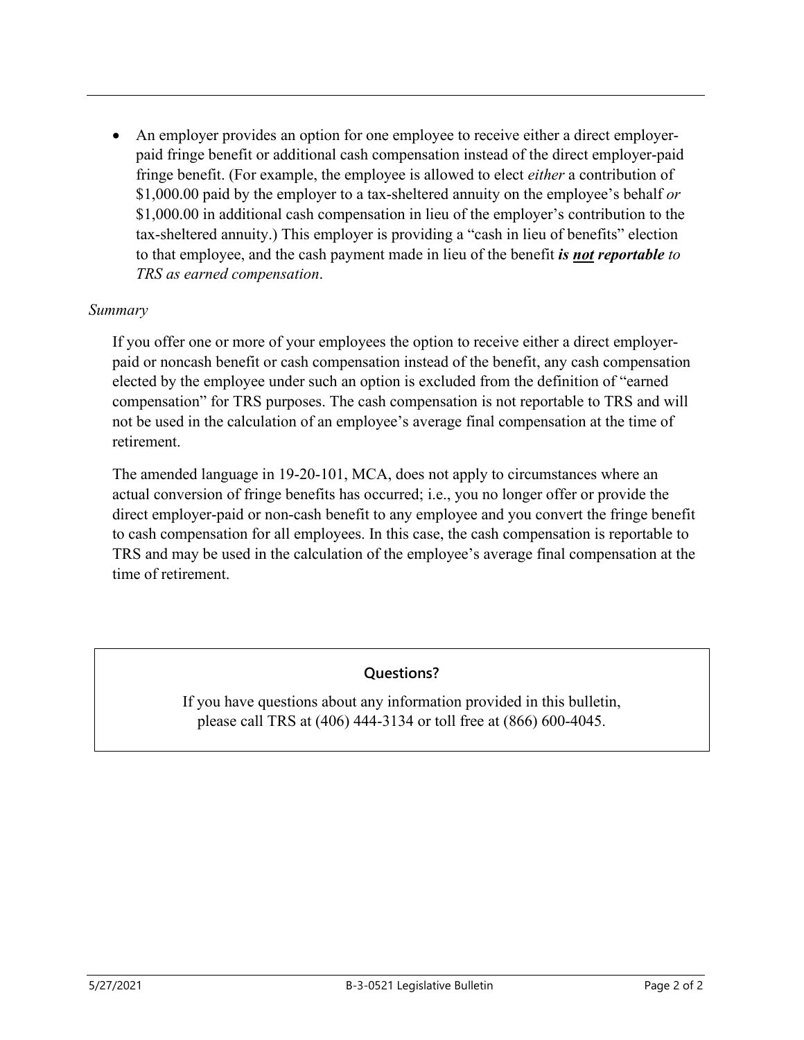- An employer provides an option for one employee to receive either a direct employer-paid fringe benefit or additional cash compensation instead of the direct employer-paid fringe benefit. (For example, the employee is allowed to elect *either* a contribution of $1,000.00 paid by the employer to a tax-sheltered annuity on the employee's behalf *or* $1,000.00 in additional cash compensation in lieu of the employer's contribution to the tax-sheltered annuity.) This employer is providing a "cash in lieu of benefits" election to that employee, and the cash payment made in lieu of the benefit ***is not reportable*** *to TRS as earned compensation*.

*Summary*

If you offer one or more of your employees the option to receive either a direct employer-paid or noncash benefit or cash compensation instead of the benefit, any cash compensation elected by the employee under such an option is excluded from the definition of "earned compensation" for TRS purposes. The cash compensation is not reportable to TRS and will not be used in the calculation of an employee's average final compensation at the time of retirement.

The amended language in 19-20-101, MCA, does not apply to circumstances where an actual conversion of fringe benefits has occurred; i.e., you no longer offer or provide the direct employer-paid or non-cash benefit to any employee and you convert the fringe benefit to cash compensation for all employees. In this case, the cash compensation is reportable to TRS and may be used in the calculation of the employee's average final compensation at the time of retirement.

**Questions?**

If you have questions about any information provided in this bulletin, please call TRS at (406) 444-3134 or toll free at (866) 600-4045.